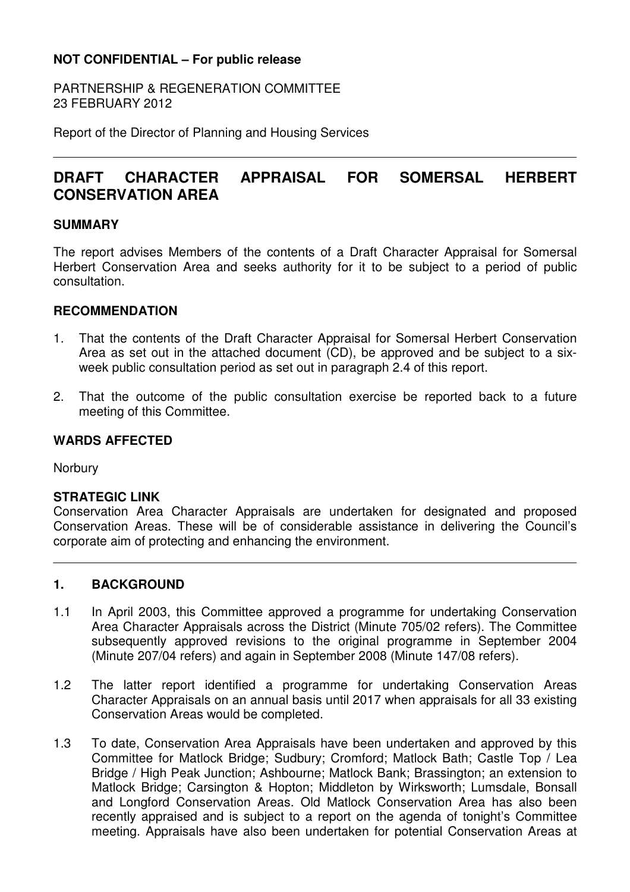**NOT CONFIDENTIAL – For public release**

PARTNERSHIP & REGENERATION COMMITTEE
23 FEBRUARY 2012

Report of the Director of Planning and Housing Services

# DRAFT CHARACTER APPRAISAL FOR SOMERSAL HERBERT CONSERVATION AREA

## SUMMARY

The report advises Members of the contents of a Draft Character Appraisal for Somersal Herbert Conservation Area and seeks authority for it to be subject to a period of public consultation.

## RECOMMENDATION

1. That the contents of the Draft Character Appraisal for Somersal Herbert Conservation Area as set out in the attached document (CD), be approved and be subject to a six-week public consultation period as set out in paragraph 2.4 of this report.
2. That the outcome of the public consultation exercise be reported back to a future meeting of this Committee.

## WARDS AFFECTED

Norbury

## STRATEGIC LINK

Conservation Area Character Appraisals are undertaken for designated and proposed Conservation Areas. These will be of considerable assistance in delivering the Council's corporate aim of protecting and enhancing the environment.

## 1. BACKGROUND

1.1 In April 2003, this Committee approved a programme for undertaking Conservation Area Character Appraisals across the District (Minute 705/02 refers). The Committee subsequently approved revisions to the original programme in September 2004 (Minute 207/04 refers) and again in September 2008 (Minute 147/08 refers).

1.2 The latter report identified a programme for undertaking Conservation Areas Character Appraisals on an annual basis until 2017 when appraisals for all 33 existing Conservation Areas would be completed.

1.3 To date, Conservation Area Appraisals have been undertaken and approved by this Committee for Matlock Bridge; Sudbury; Cromford; Matlock Bath; Castle Top / Lea Bridge / High Peak Junction; Ashbourne; Matlock Bank; Brassington; an extension to Matlock Bridge; Carsington & Hopton; Middleton by Wirksworth; Lumsdale, Bonsall and Longford Conservation Areas. Old Matlock Conservation Area has also been recently appraised and is subject to a report on the agenda of tonight's Committee meeting. Appraisals have also been undertaken for potential Conservation Areas at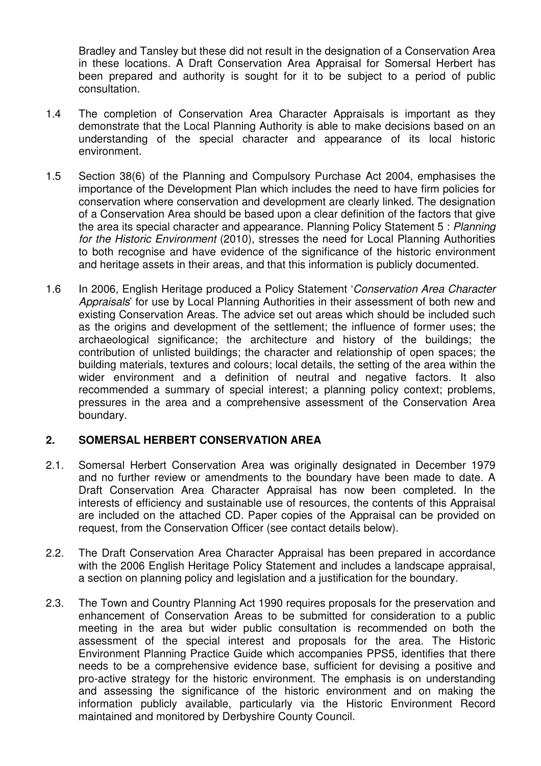Bradley and Tansley but these did not result in the designation of a Conservation Area in these locations. A Draft Conservation Area Appraisal for Somersal Herbert has been prepared and authority is sought for it to be subject to a period of public consultation.

1.4 The completion of Conservation Area Character Appraisals is important as they demonstrate that the Local Planning Authority is able to make decisions based on an understanding of the special character and appearance of its local historic environment.

1.5 Section 38(6) of the Planning and Compulsory Purchase Act 2004, emphasises the importance of the Development Plan which includes the need to have firm policies for conservation where conservation and development are clearly linked. The designation of a Conservation Area should be based upon a clear definition of the factors that give the area its special character and appearance. Planning Policy Statement 5 : *Planning for the Historic Environment* (2010), stresses the need for Local Planning Authorities to both recognise and have evidence of the significance of the historic environment and heritage assets in their areas, and that this information is publicly documented.

1.6 In 2006, English Heritage produced a Policy Statement '*Conservation Area Character Appraisals*' for use by Local Planning Authorities in their assessment of both new and existing Conservation Areas. The advice set out areas which should be included such as the origins and development of the settlement; the influence of former uses; the archaeological significance; the architecture and history of the buildings; the contribution of unlisted buildings; the character and relationship of open spaces; the building materials, textures and colours; local details, the setting of the area within the wider environment and a definition of neutral and negative factors. It also recommended a summary of special interest; a planning policy context; problems, pressures in the area and a comprehensive assessment of the Conservation Area boundary.

## 2. SOMERSAL HERBERT CONSERVATION AREA

2.1. Somersal Herbert Conservation Area was originally designated in December 1979 and no further review or amendments to the boundary have been made to date. A Draft Conservation Area Character Appraisal has now been completed. In the interests of efficiency and sustainable use of resources, the contents of this Appraisal are included on the attached CD. Paper copies of the Appraisal can be provided on request, from the Conservation Officer (see contact details below).

2.2. The Draft Conservation Area Character Appraisal has been prepared in accordance with the 2006 English Heritage Policy Statement and includes a landscape appraisal, a section on planning policy and legislation and a justification for the boundary.

2.3. The Town and Country Planning Act 1990 requires proposals for the preservation and enhancement of Conservation Areas to be submitted for consideration to a public meeting in the area but wider public consultation is recommended on both the assessment of the special interest and proposals for the area. The Historic Environment Planning Practice Guide which accompanies PPS5, identifies that there needs to be a comprehensive evidence base, sufficient for devising a positive and pro-active strategy for the historic environment. The emphasis is on understanding and assessing the significance of the historic environment and on making the information publicly available, particularly via the Historic Environment Record maintained and monitored by Derbyshire County Council.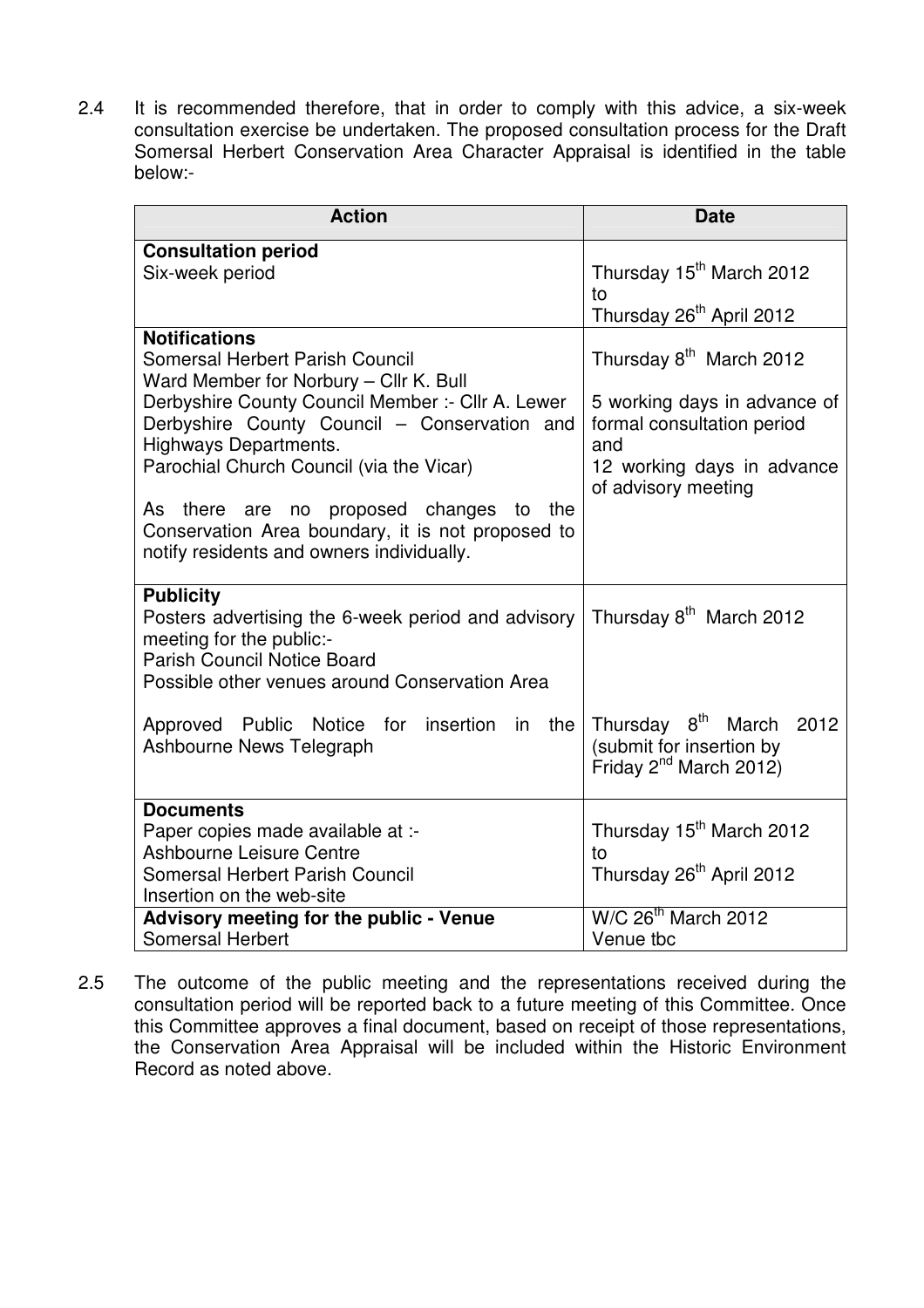2.4 It is recommended therefore, that in order to comply with this advice, a six-week consultation exercise be undertaken. The proposed consultation process for the Draft Somersal Herbert Conservation Area Character Appraisal is identified in the table below:-

| Action | Date |
|---|---|
| **Consultation period**<br>Six-week period | Thursday 15th March 2012<br>to<br>Thursday 26th April 2012 |
| **Notifications**<br>Somersal Herbert Parish Council<br>Ward Member for Norbury – Cllr K. Bull<br>Derbyshire County Council Member :- Cllr A. Lewer<br>Derbyshire County Council – Conservation and Highways Departments.<br>Parochial Church Council (via the Vicar)<br><br>As there are no proposed changes to the Conservation Area boundary, it is not proposed to notify residents and owners individually. | Thursday 8th March 2012<br><br>5 working days in advance of formal consultation period<br>and<br>12 working days in advance of advisory meeting |
| **Publicity**<br>Posters advertising the 6-week period and advisory meeting for the public:-<br>Parish Council Notice Board<br>Possible other venues around Conservation Area<br><br>Approved Public Notice for insertion in the Ashbourne News Telegraph | Thursday 8th March 2012<br><br><br><br><br>Thursday 8th March 2012<br>(submit for insertion by Friday 2nd March 2012) |
| **Documents**<br>Paper copies made available at :-<br>Ashbourne Leisure Centre<br>Somersal Herbert Parish Council<br>Insertion on the web-site | Thursday 15th March 2012<br>to<br>Thursday 26th April 2012 |
| **Advisory meeting for the public - Venue**<br>Somersal Herbert | W/C 26th March 2012<br>Venue tbc |

2.5 The outcome of the public meeting and the representations received during the consultation period will be reported back to a future meeting of this Committee. Once this Committee approves a final document, based on receipt of those representations, the Conservation Area Appraisal will be included within the Historic Environment Record as noted above.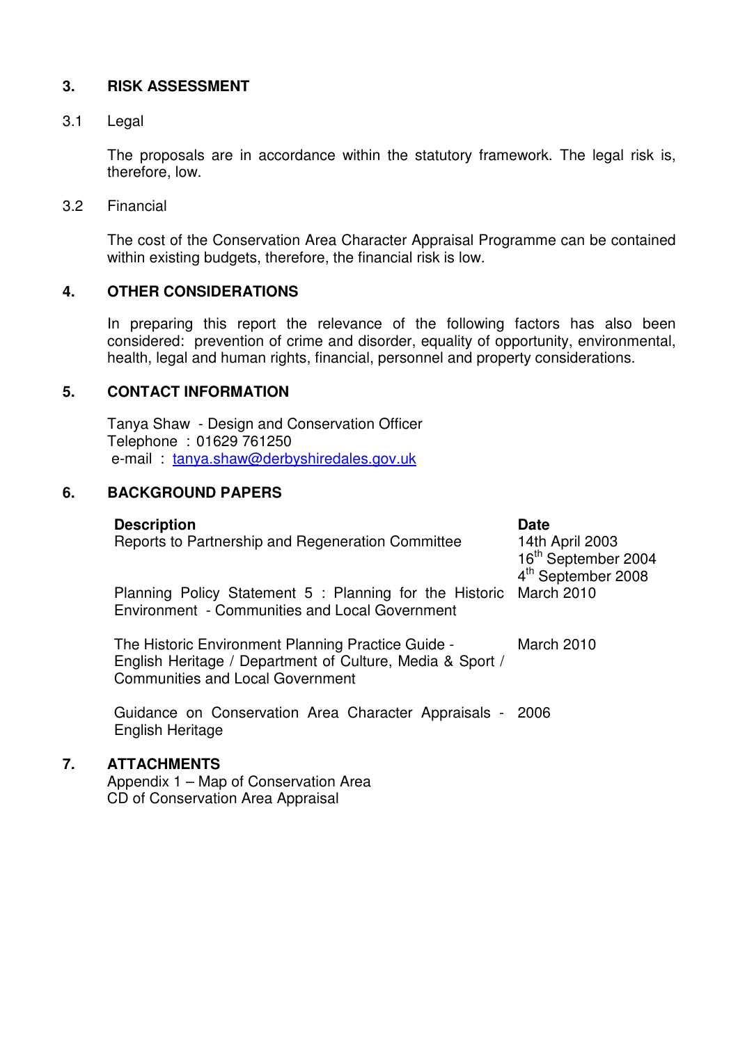## 3. RISK ASSESSMENT

3.1 Legal

The proposals are in accordance within the statutory framework. The legal risk is, therefore, low.

3.2 Financial

The cost of the Conservation Area Character Appraisal Programme can be contained within existing budgets, therefore, the financial risk is low.

## 4. OTHER CONSIDERATIONS

In preparing this report the relevance of the following factors has also been considered: prevention of crime and disorder, equality of opportunity, environmental, health, legal and human rights, financial, personnel and property considerations.

## 5. CONTACT INFORMATION

Tanya Shaw - Design and Conservation Officer
Telephone : 01629 761250
e-mail : tanya.shaw@derbyshiredales.gov.uk

## 6. BACKGROUND PAPERS

| Description | Date |
|---|---|
| Reports to Partnership and Regeneration Committee | 14th April 2003<br>16th September 2004<br>4th September 2008 |
| Planning Policy Statement 5 : Planning for the Historic Environment - Communities and Local Government | March 2010 |
| The Historic Environment Planning Practice Guide - English Heritage / Department of Culture, Media & Sport / Communities and Local Government | March 2010 |
| Guidance on Conservation Area Character Appraisals - English Heritage | 2006 |

## 7. ATTACHMENTS

Appendix 1 – Map of Conservation Area
CD of Conservation Area Appraisal